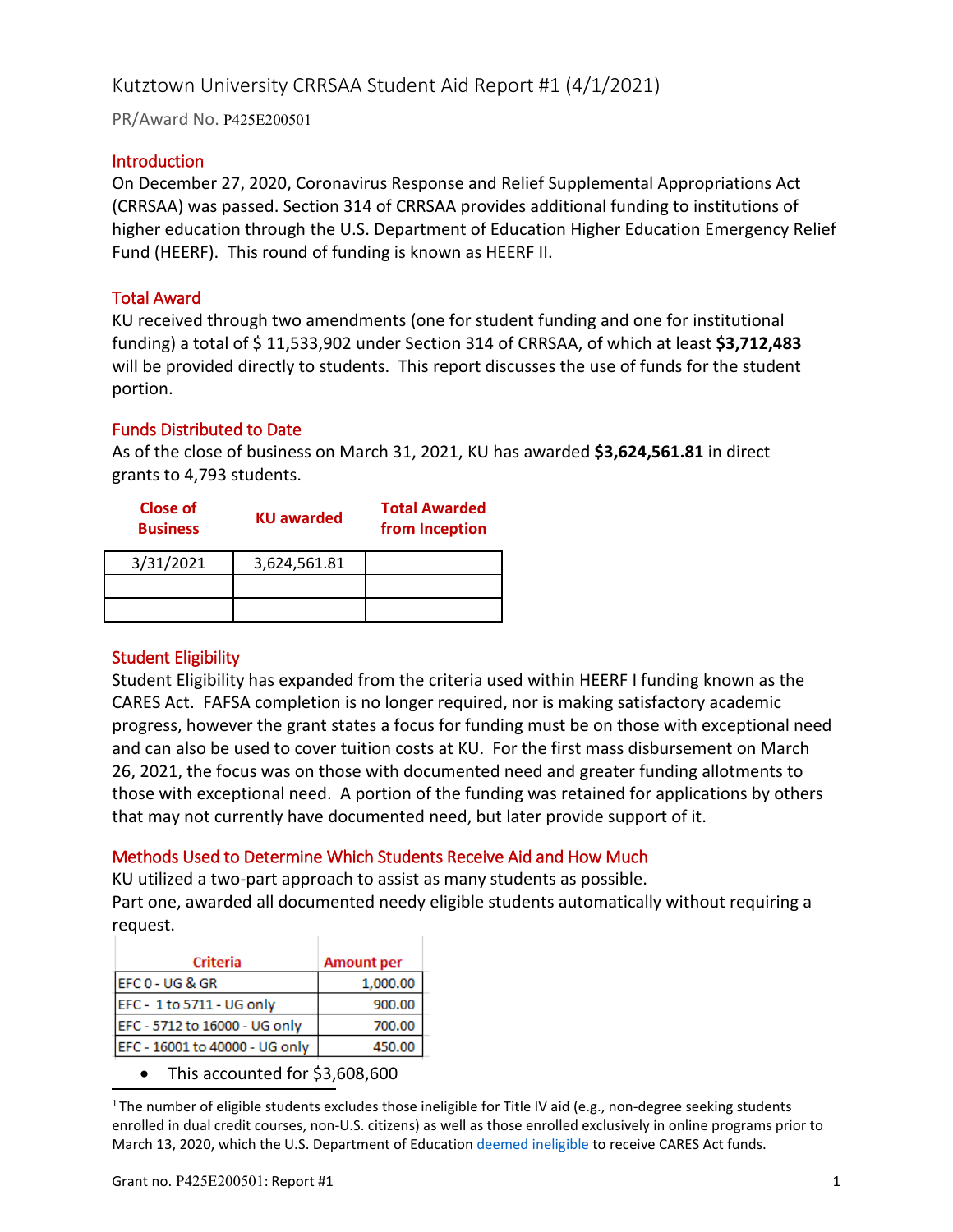# Kutztown University CRRSAA Student Aid Report #1 (4/1/2021)

PR/Award No. P425E200501

## Introduction

On December 27, 2020, Coronavirus Response and Relief Supplemental Appropriations Act (CRRSAA) was passed. Section 314 of CRRSAA provides additional funding to institutions of higher education through the U.S. Department of Education Higher Education Emergency Relief Fund (HEERF). This round of funding is known as HEERF II.

## Total Award

KU received through two amendments (one for student funding and one for institutional funding) a total of $ 11,533,902 under Section 314 of CRRSAA, of which at least **$3,712,483** will be provided directly to students. This report discusses the use of funds for the student portion.

## Funds Distributed to Date

As of the close of business on March 31, 2021, KU has awarded **$3,624,561.81** in direct grants to 4,793 students.

| Close of Business | KU awarded | Total Awarded from Inception |
|---|---|---|
| 3/31/2021 | 3,624,561.81 | |
| | | |
| | | |

## Student Eligibility

Student Eligibility has expanded from the criteria used within HEERF I funding known as the CARES Act. FAFSA completion is no longer required, nor is making satisfactory academic progress, however the grant states a focus for funding must be on those with exceptional need and can also be used to cover tuition costs at KU. For the first mass disbursement on March 26, 2021, the focus was on those with documented need and greater funding allotments to those with exceptional need. A portion of the funding was retained for applications by others that may not currently have documented need, but later provide support of it.

## Methods Used to Determine Which Students Receive Aid and How Much

KU utilized a two-part approach to assist as many students as possible.

Part one, awarded all documented needy eligible students automatically without requiring a request.

| Criteria | Amount per |
|---|---|
| EFC 0 - UG & GR | 1,000.00 |
| EFC - 1 to 5711 - UG only | 900.00 |
| EFC - 5712 to 16000 - UG only | 700.00 |
| EFC - 16001 to 40000 - UG only | 450.00 |

- This accounted for $3,608,600

[1] The number of eligible students excludes those ineligible for Title IV aid (e.g., non-degree seeking students enrolled in dual credit courses, non-U.S. citizens) as well as those enrolled exclusively in online programs prior to March 13, 2020, which the U.S. Department of Education deemed ineligible to receive CARES Act funds.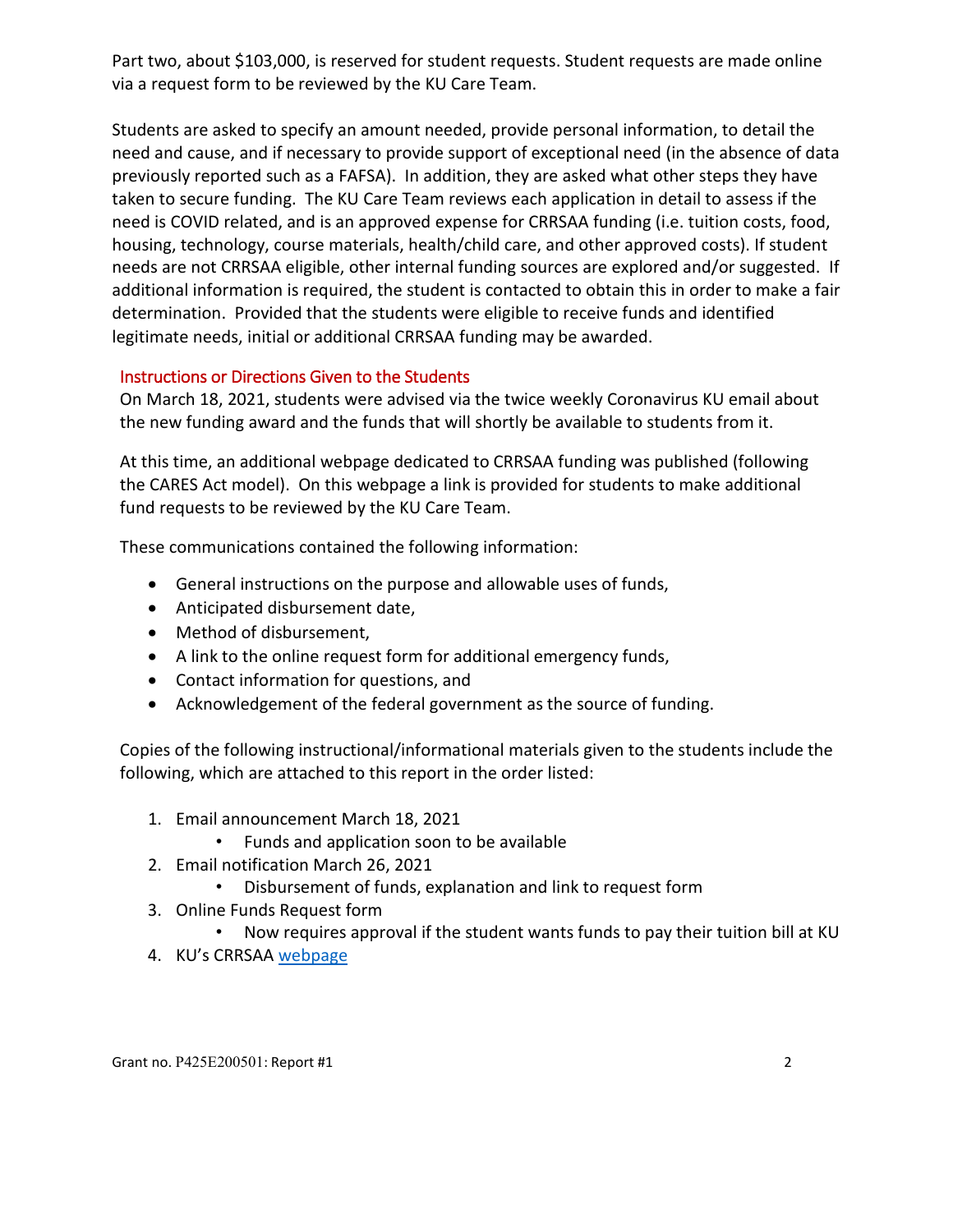Part two, about $103,000, is reserved for student requests. Student requests are made online via a request form to be reviewed by the KU Care Team.

Students are asked to specify an amount needed, provide personal information, to detail the need and cause, and if necessary to provide support of exceptional need (in the absence of data previously reported such as a FAFSA). In addition, they are asked what other steps they have taken to secure funding. The KU Care Team reviews each application in detail to assess if the need is COVID related, and is an approved expense for CRRSAA funding (i.e. tuition costs, food, housing, technology, course materials, health/child care, and other approved costs). If student needs are not CRRSAA eligible, other internal funding sources are explored and/or suggested. If additional information is required, the student is contacted to obtain this in order to make a fair determination. Provided that the students were eligible to receive funds and identified legitimate needs, initial or additional CRRSAA funding may be awarded.

## Instructions or Directions Given to the Students

On March 18, 2021, students were advised via the twice weekly Coronavirus KU email about the new funding award and the funds that will shortly be available to students from it.

At this time, an additional webpage dedicated to CRRSAA funding was published (following the CARES Act model). On this webpage a link is provided for students to make additional fund requests to be reviewed by the KU Care Team.

These communications contained the following information:

- General instructions on the purpose and allowable uses of funds,
- Anticipated disbursement date,
- Method of disbursement,
- A link to the online request form for additional emergency funds,
- Contact information for questions, and
- Acknowledgement of the federal government as the source of funding.

Copies of the following instructional/informational materials given to the students include the following, which are attached to this report in the order listed:

1. Email announcement March 18, 2021
   - Funds and application soon to be available
2. Email notification March 26, 2021
   - Disbursement of funds, explanation and link to request form
3. Online Funds Request form
   - Now requires approval if the student wants funds to pay their tuition bill at KU
4. KU's CRRSAA webpage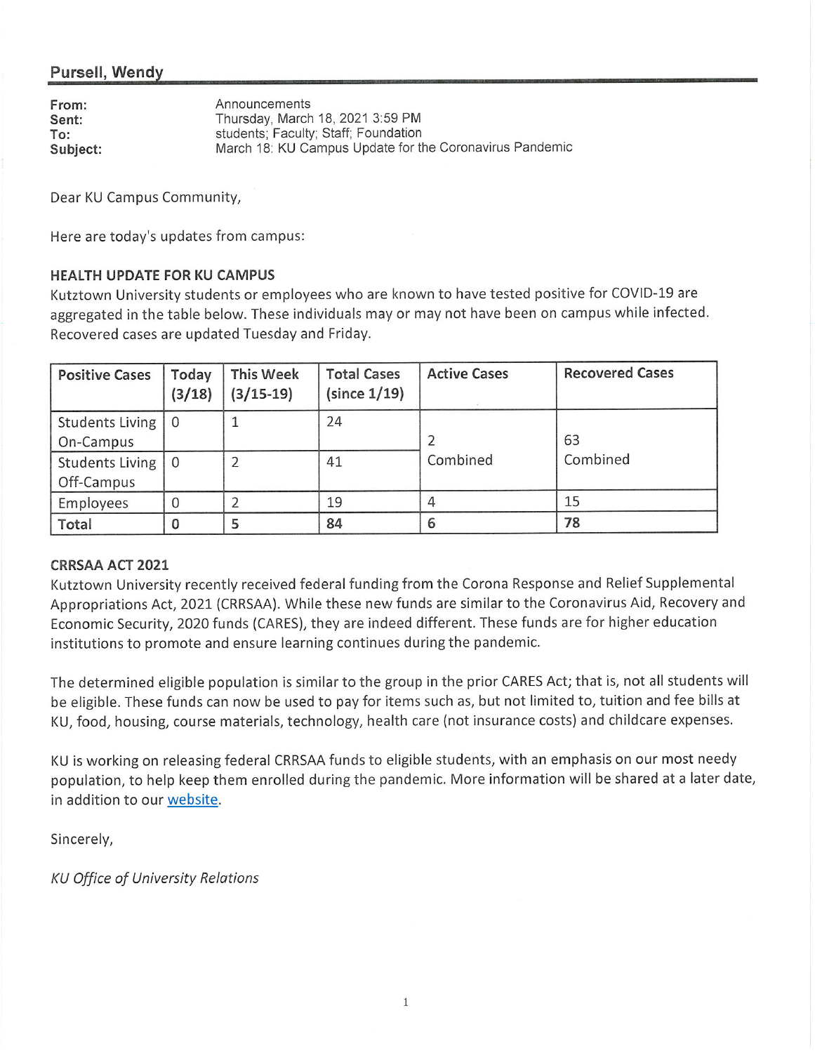## Pursell, Wendy

**From:** Announcements
**Sent:** Thursday, March 18, 2021 3:59 PM
**To:** students; Faculty; Staff; Foundation
**Subject:** March 18: KU Campus Update for the Coronavirus Pandemic

Dear KU Campus Community,

Here are today's updates from campus:

**HEALTH UPDATE FOR KU CAMPUS**

Kutztown University students or employees who are known to have tested positive for COVID-19 are aggregated in the table below. These individuals may or may not have been on campus while infected. Recovered cases are updated Tuesday and Friday.

| Positive Cases | Today (3/18) | This Week (3/15-19) | Total Cases (since 1/19) | Active Cases | Recovered Cases |
|---|---|---|---|---|---|
| Students Living On-Campus | 0 | 1 | 24 | 2 Combined | 63 Combined |
| Students Living Off-Campus | 0 | 2 | 41 | | |
| Employees | 0 | 2 | 19 | 4 | 15 |
| **Total** | **0** | **5** | **84** | **6** | **78** |

**CRRSAA ACT 2021**

Kutztown University recently received federal funding from the Corona Response and Relief Supplemental Appropriations Act, 2021 (CRRSAA). While these new funds are similar to the Coronavirus Aid, Recovery and Economic Security, 2020 funds (CARES), they are indeed different. These funds are for higher education institutions to promote and ensure learning continues during the pandemic.

The determined eligible population is similar to the group in the prior CARES Act; that is, not all students will be eligible. These funds can now be used to pay for items such as, but not limited to, tuition and fee bills at KU, food, housing, course materials, technology, health care (not insurance costs) and childcare expenses.

KU is working on releasing federal CRRSAA funds to eligible students, with an emphasis on our most needy population, to help keep them enrolled during the pandemic. More information will be shared at a later date, in addition to our website.

Sincerely,

*KU Office of University Relations*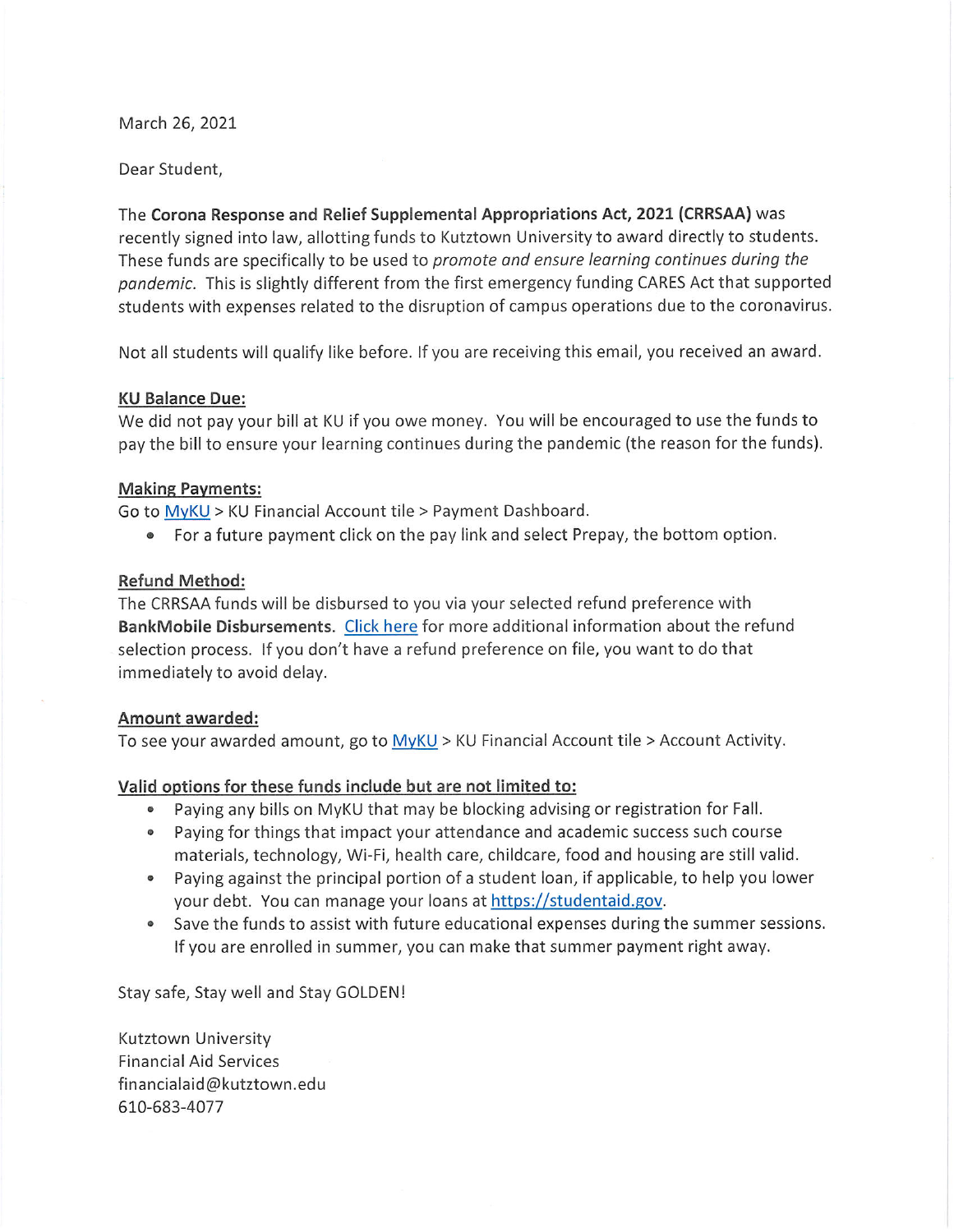March 26, 2021

Dear Student,

The **Corona Response and Relief Supplemental Appropriations Act, 2021 (CRRSAA)** was recently signed into law, allotting funds to Kutztown University to award directly to students. These funds are specifically to be used to *promote and ensure learning continues during the pandemic*. This is slightly different from the first emergency funding CARES Act that supported students with expenses related to the disruption of campus operations due to the coronavirus.

Not all students will qualify like before. If you are receiving this email, you received an award.

**KU Balance Due:**

We did not pay your bill at KU if you owe money. You will be encouraged to use the funds to pay the bill to ensure your learning continues during the pandemic (the reason for the funds).

**Making Payments:**

Go to MyKU > KU Financial Account tile > Payment Dashboard.

- For a future payment click on the pay link and select Prepay, the bottom option.

**Refund Method:**

The CRRSAA funds will be disbursed to you via your selected refund preference with **BankMobile Disbursements**. Click here for more additional information about the refund selection process. If you don't have a refund preference on file, you want to do that immediately to avoid delay.

**Amount awarded:**

To see your awarded amount, go to MyKU > KU Financial Account tile > Account Activity.

**Valid options for these funds include but are not limited to:**

- Paying any bills on MyKU that may be blocking advising or registration for Fall.
- Paying for things that impact your attendance and academic success such course materials, technology, Wi-Fi, health care, childcare, food and housing are still valid.
- Paying against the principal portion of a student loan, if applicable, to help you lower your debt. You can manage your loans at https://studentaid.gov.
- Save the funds to assist with future educational expenses during the summer sessions. If you are enrolled in summer, you can make that summer payment right away.

Stay safe, Stay well and Stay GOLDEN!

Kutztown University
Financial Aid Services
financialaid@kutztown.edu
610-683-4077